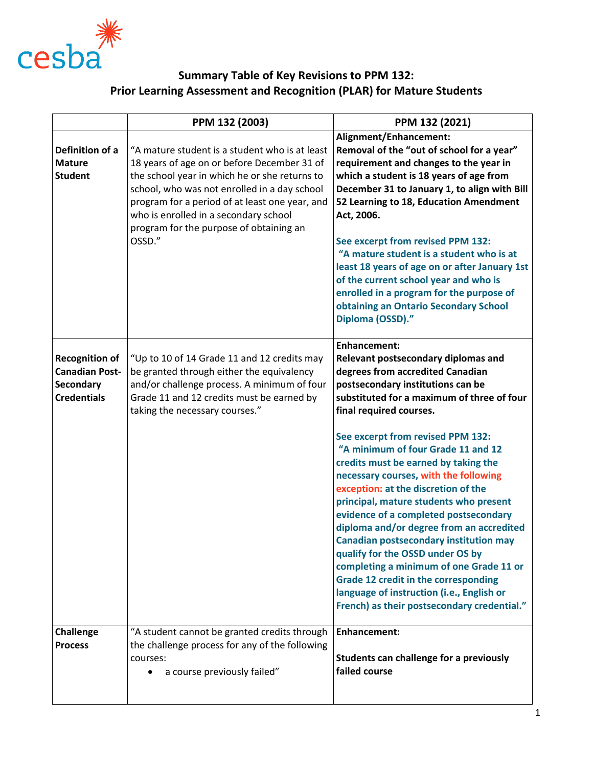cesba

# Summary Table of Key Revisions to PPM 132: Prior Learning Assessment and Recognition (PLAR) for Mature Students

| | PPM 132 (2003) | PPM 132 (2021) |
|---|---|---|
| **Definition of a Mature Student** | "A mature student is a student who is at least 18 years of age on or before December 31 of the school year in which he or she returns to school, who was not enrolled in a day school program for a period of at least one year, and who is enrolled in a secondary school program for the purpose of obtaining an OSSD." | **Alignment/Enhancement:** **Removal of the "out of school for a year" requirement and changes to the year in which a student is 18 years of age from December 31 to January 1, to align with Bill 52 Learning to 18, Education Amendment Act, 2006.** **See excerpt from revised PPM 132:** **"A mature student is a student who is at least 18 years of age on or after January 1st of the current school year and who is enrolled in a program for the purpose of obtaining an Ontario Secondary School Diploma (OSSD)."** |
| **Recognition of Canadian Post-Secondary Credentials** | "Up to 10 of 14 Grade 11 and 12 credits may be granted through either the equivalency and/or challenge process. A minimum of four Grade 11 and 12 credits must be earned by taking the necessary courses." | **Enhancement:** **Relevant postsecondary diplomas and degrees from accredited Canadian postsecondary institutions can be substituted for a maximum of three of four final required courses.** **See excerpt from revised PPM 132:** **"A minimum of four Grade 11 and 12 credits must be earned by taking the necessary courses, with the following exception: at the discretion of the principal, mature students who present evidence of a completed postsecondary diploma and/or degree from an accredited Canadian postsecondary institution may qualify for the OSSD under OS by completing a minimum of one Grade 11 or Grade 12 credit in the corresponding language of instruction (i.e., English or French) as their postsecondary credential."** |
| **Challenge Process** | "A student cannot be granted credits through the challenge process for any of the following courses: <br>• a course previously failed" | **Enhancement:** **Students can challenge for a previously failed course** |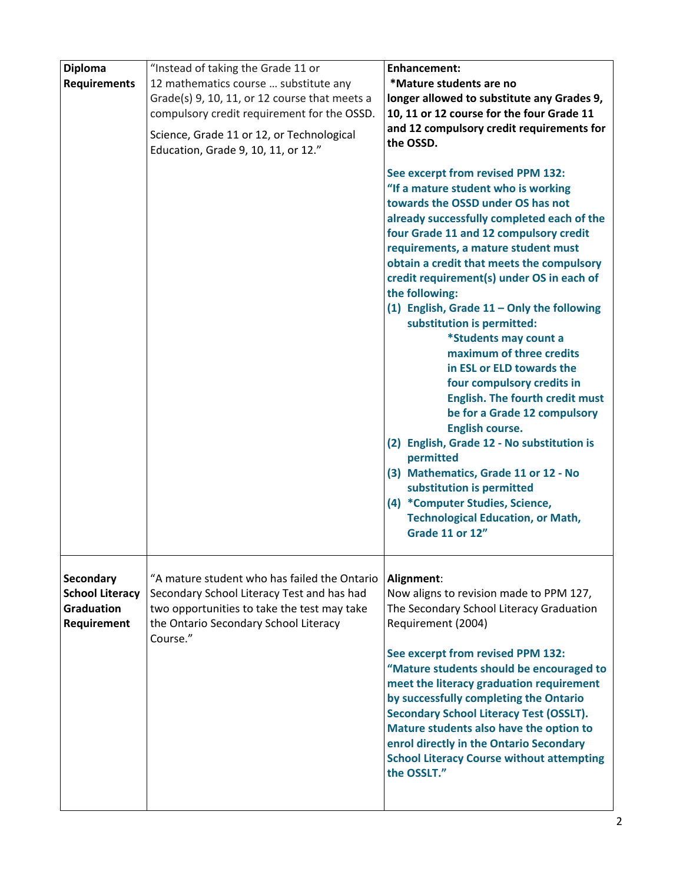| | | |
|---|---|---|
| **Diploma Requirements** | "Instead of taking the Grade 11 or 12 mathematics course … substitute any Grade(s) 9, 10, 11, or 12 course that meets a compulsory credit requirement for the OSSD.<br><br>Science, Grade 11 or 12, or Technological Education, Grade 9, 10, 11, or 12." | **Enhancement:**<br>**\*Mature students are no longer allowed to substitute any Grades 9, 10, 11 or 12 course for the four Grade 11 and 12 compulsory credit requirements for the OSSD.**<br><br>**See excerpt from revised PPM 132:**<br>**"If a mature student who is working towards the OSSD under OS has not already successfully completed each of the four Grade 11 and 12 compulsory credit requirements, a mature student must obtain a credit that meets the compulsory credit requirement(s) under OS in each of the following:**<br>**(1) English, Grade 11 – Only the following substitution is permitted:**<br>**\*Students may count a maximum of three credits in ESL or ELD towards the four compulsory credits in English. The fourth credit must be for a Grade 12 compulsory English course.**<br>**(2) English, Grade 12 - No substitution is permitted**<br>**(3) Mathematics, Grade 11 or 12 - No substitution is permitted**<br>**(4) \*Computer Studies, Science, Technological Education, or Math, Grade 11 or 12"** |
| **Secondary School Literacy Graduation Requirement** | "A mature student who has failed the Ontario Secondary School Literacy Test and has had two opportunities to take the test may take the Ontario Secondary School Literacy Course." | **Alignment**:<br>Now aligns to revision made to PPM 127, The Secondary School Literacy Graduation Requirement (2004)<br><br>**See excerpt from revised PPM 132:**<br>**"Mature students should be encouraged to meet the literacy graduation requirement by successfully completing the Ontario Secondary School Literacy Test (OSSLT). Mature students also have the option to enrol directly in the Ontario Secondary School Literacy Course without attempting the OSSLT."** |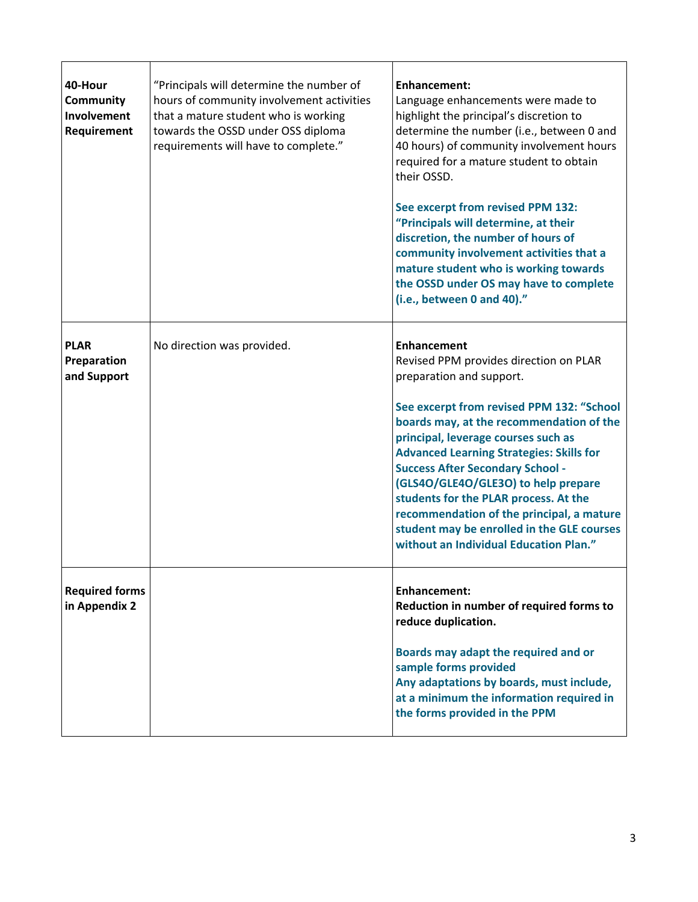| | | |
|---|---|---|
| **40-Hour Community Involvement Requirement** | "Principals will determine the number of hours of community involvement activities that a mature student who is working towards the OSSD under OSS diploma requirements will have to complete." | **Enhancement:**<br>Language enhancements were made to highlight the principal's discretion to determine the number (i.e., between 0 and 40 hours) of community involvement hours required for a mature student to obtain their OSSD.<br><br>**See excerpt from revised PPM 132: "Principals will determine, at their discretion, the number of hours of community involvement activities that a mature student who is working towards the OSSD under OS may have to complete (i.e., between 0 and 40)."** |
| **PLAR Preparation and Support** | No direction was provided. | **Enhancement**<br>Revised PPM provides direction on PLAR preparation and support.<br><br>**See excerpt from revised PPM 132: "School boards may, at the recommendation of the principal, leverage courses such as Advanced Learning Strategies: Skills for Success After Secondary School - (GLS4O/GLE4O/GLE3O) to help prepare students for the PLAR process. At the recommendation of the principal, a mature student may be enrolled in the GLE courses without an Individual Education Plan."** |
| **Required forms in Appendix 2** | | **Enhancement:**<br>**Reduction in number of required forms to reduce duplication.**<br><br>**Boards may adapt the required and or sample forms provided**<br>**Any adaptations by boards, must include, at a minimum the information required in the forms provided in the PPM** |